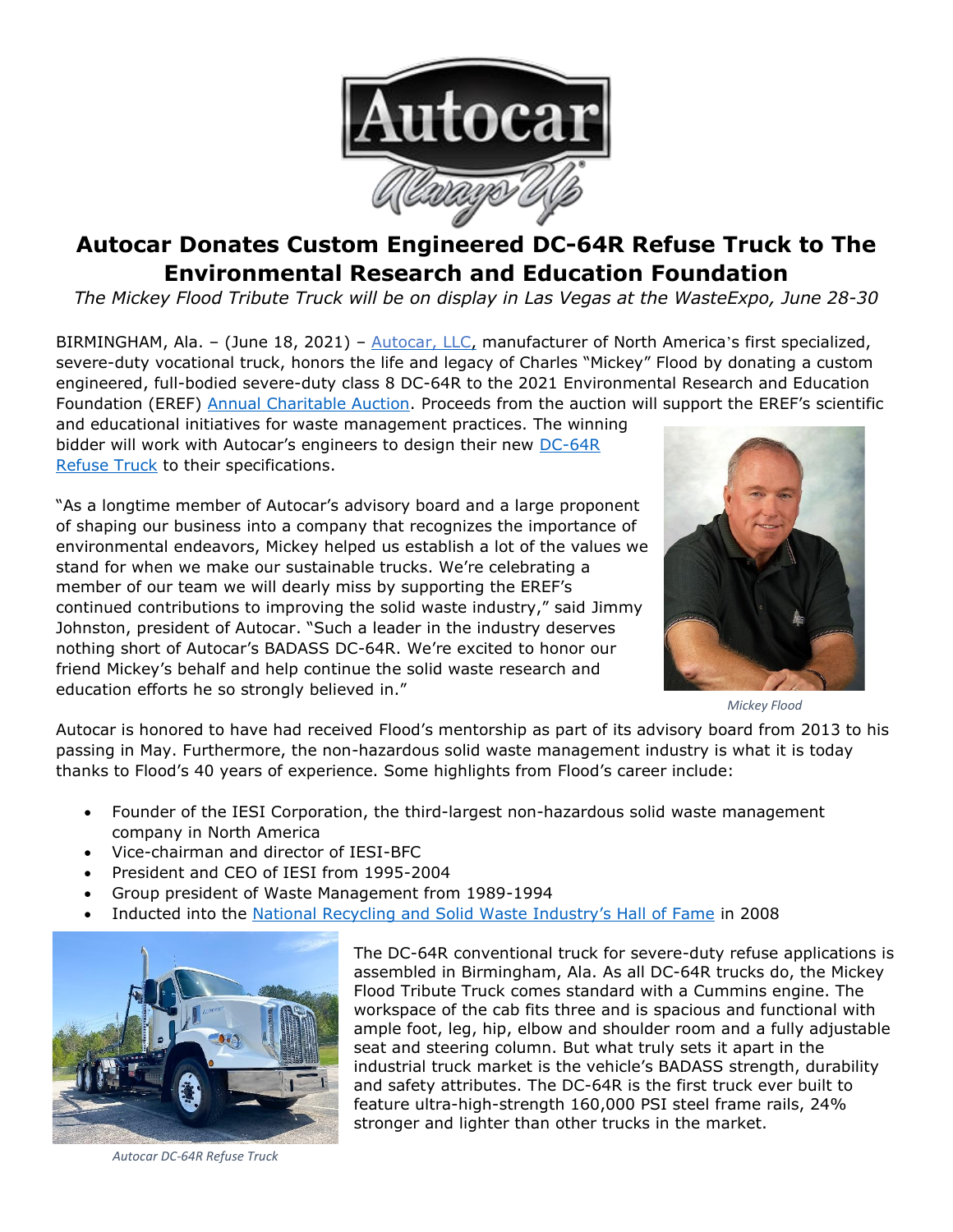# Autocar Donates Custom Engineered DC-64R Refuse Truck to The Environmental Research and Education Foundation

*The Mickey Flood Tribute Truck will be on display in Las Vegas at the WasteExpo, June 28-30*

BIRMINGHAM, Ala. – (June 18, 2021) – Autocar, LLC, manufacturer of North America's first specialized, severe-duty vocational truck, honors the life and legacy of Charles "Mickey" Flood by donating a custom engineered, full-bodied severe-duty class 8 DC-64R to the 2021 Environmental Research and Education Foundation (EREF) Annual Charitable Auction. Proceeds from the auction will support the EREF's scientific and educational initiatives for waste management practices. The winning bidder will work with Autocar's engineers to design their new DC-64R Refuse Truck to their specifications.

"As a longtime member of Autocar's advisory board and a large proponent of shaping our business into a company that recognizes the importance of environmental endeavors, Mickey helped us establish a lot of the values we stand for when we make our sustainable trucks. We're celebrating a member of our team we will dearly miss by supporting the EREF's continued contributions to improving the solid waste industry," said Jimmy Johnston, president of Autocar. "Such a leader in the industry deserves nothing short of Autocar's BADASS DC-64R. We're excited to honor our friend Mickey's behalf and help continue the solid waste research and education efforts he so strongly believed in."

*Mickey Flood*

Autocar is honored to have had received Flood's mentorship as part of its advisory board from 2013 to his passing in May. Furthermore, the non-hazardous solid waste management industry is what it is today thanks to Flood's 40 years of experience. Some highlights from Flood's career include:

- Founder of the IESI Corporation, the third-largest non-hazardous solid waste management company in North America
- Vice-chairman and director of IESI-BFC
- President and CEO of IESI from 1995-2004
- Group president of Waste Management from 1989-1994
- Inducted into the National Recycling and Solid Waste Industry's Hall of Fame in 2008

The DC-64R conventional truck for severe-duty refuse applications is assembled in Birmingham, Ala. As all DC-64R trucks do, the Mickey Flood Tribute Truck comes standard with a Cummins engine. The workspace of the cab fits three and is spacious and functional with ample foot, leg, hip, elbow and shoulder room and a fully adjustable seat and steering column. But what truly sets it apart in the industrial truck market is the vehicle's BADASS strength, durability and safety attributes. The DC-64R is the first truck ever built to feature ultra-high-strength 160,000 PSI steel frame rails, 24% stronger and lighter than other trucks in the market.

*Autocar DC-64R Refuse Truck*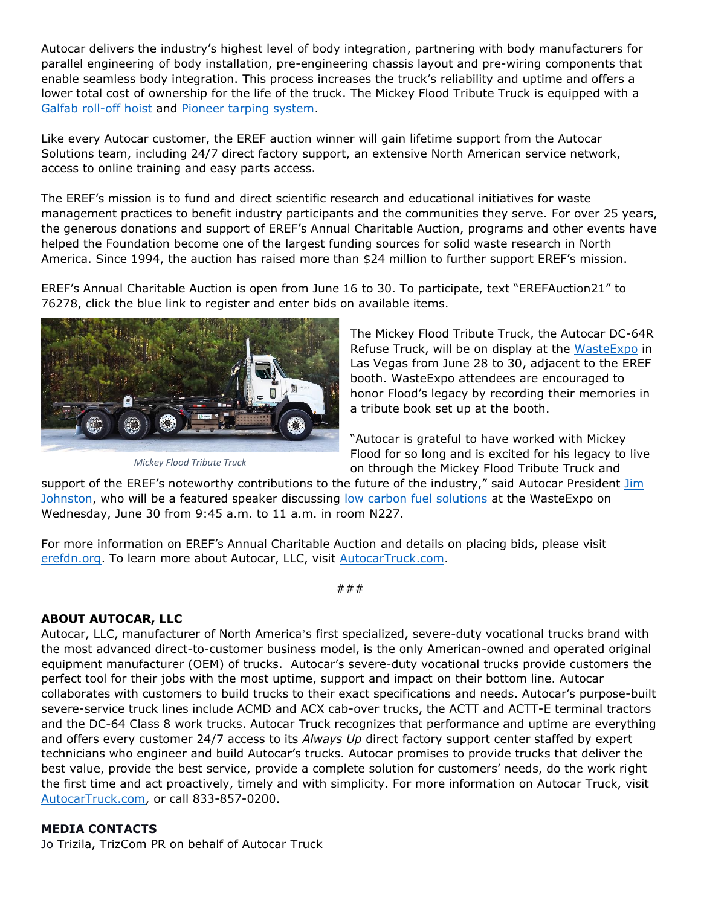Autocar delivers the industry's highest level of body integration, partnering with body manufacturers for parallel engineering of body installation, pre-engineering chassis layout and pre-wiring components that enable seamless body integration. This process increases the truck's reliability and uptime and offers a lower total cost of ownership for the life of the truck. The Mickey Flood Tribute Truck is equipped with a Galfab roll-off hoist and Pioneer tarping system.

Like every Autocar customer, the EREF auction winner will gain lifetime support from the Autocar Solutions team, including 24/7 direct factory support, an extensive North American service network, access to online training and easy parts access.

The EREF's mission is to fund and direct scientific research and educational initiatives for waste management practices to benefit industry participants and the communities they serve. For over 25 years, the generous donations and support of EREF's Annual Charitable Auction, programs and other events have helped the Foundation become one of the largest funding sources for solid waste research in North America. Since 1994, the auction has raised more than $24 million to further support EREF's mission.

EREF's Annual Charitable Auction is open from June 16 to 30. To participate, text "EREFAuction21" to 76278, click the blue link to register and enter bids on available items.

*Mickey Flood Tribute Truck*

The Mickey Flood Tribute Truck, the Autocar DC-64R Refuse Truck, will be on display at the WasteExpo in Las Vegas from June 28 to 30, adjacent to the EREF booth. WasteExpo attendees are encouraged to honor Flood's legacy by recording their memories in a tribute book set up at the booth.

"Autocar is grateful to have worked with Mickey Flood for so long and is excited for his legacy to live on through the Mickey Flood Tribute Truck and support of the EREF's noteworthy contributions to the future of the industry," said Autocar President Jim Johnston, who will be a featured speaker discussing low carbon fuel solutions at the WasteExpo on Wednesday, June 30 from 9:45 a.m. to 11 a.m. in room N227.

For more information on EREF's Annual Charitable Auction and details on placing bids, please visit erefdn.org. To learn more about Autocar, LLC, visit AutocarTruck.com.

###

**ABOUT AUTOCAR, LLC**

Autocar, LLC, manufacturer of North America's first specialized, severe-duty vocational trucks brand with the most advanced direct-to-customer business model, is the only American-owned and operated original equipment manufacturer (OEM) of trucks. Autocar's severe-duty vocational trucks provide customers the perfect tool for their jobs with the most uptime, support and impact on their bottom line. Autocar collaborates with customers to build trucks to their exact specifications and needs. Autocar's purpose-built severe-service truck lines include ACMD and ACX cab-over trucks, the ACTT and ACTT-E terminal tractors and the DC-64 Class 8 work trucks. Autocar Truck recognizes that performance and uptime are everything and offers every customer 24/7 access to its *Always Up* direct factory support center staffed by expert technicians who engineer and build Autocar's trucks. Autocar promises to provide trucks that deliver the best value, provide the best service, provide a complete solution for customers' needs, do the work right the first time and act proactively, timely and with simplicity. For more information on Autocar Truck, visit AutocarTruck.com, or call 833-857-0200.

**MEDIA CONTACTS**

Jo Trizila, TrizCom PR on behalf of Autocar Truck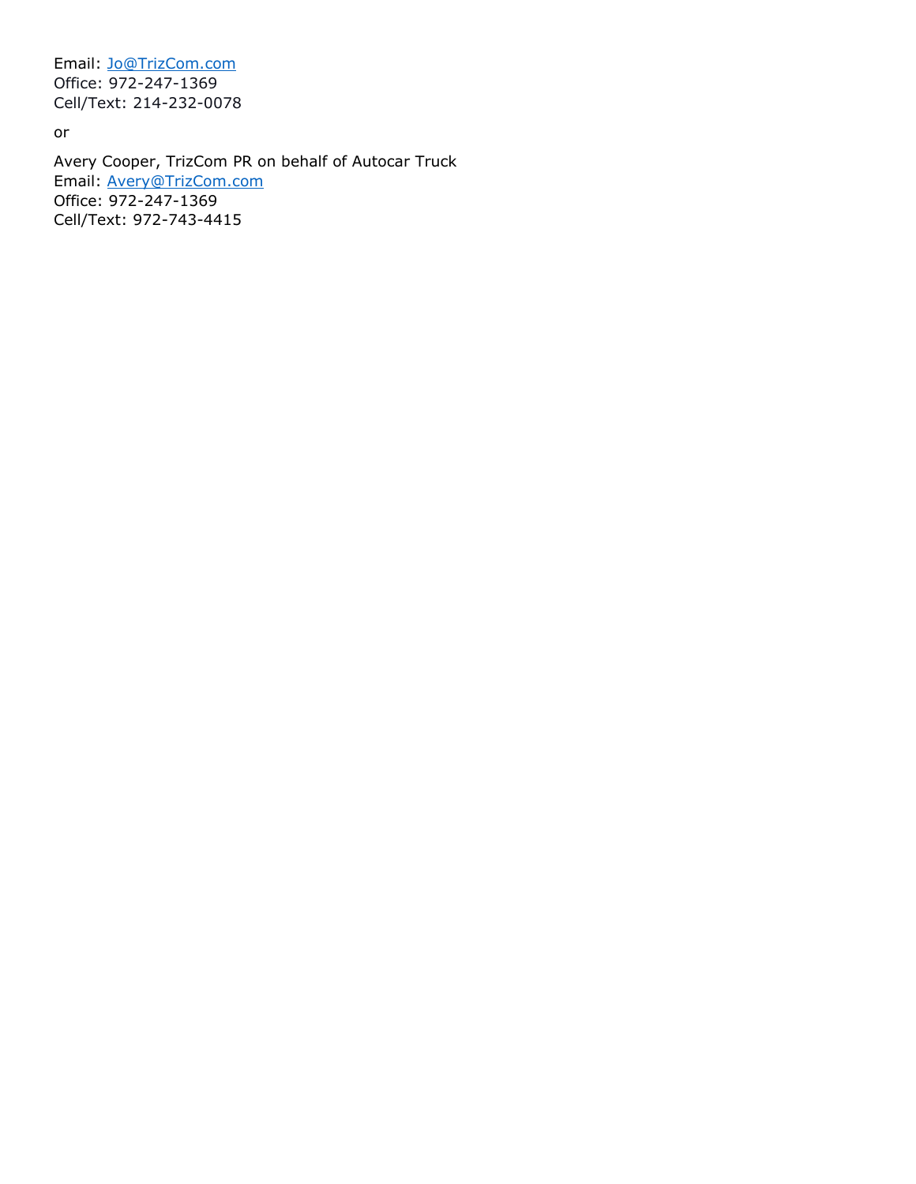Email: Jo@TrizCom.com
Office: 972-247-1369
Cell/Text: 214-232-0078

or

Avery Cooper, TrizCom PR on behalf of Autocar Truck
Email: Avery@TrizCom.com
Office: 972-247-1369
Cell/Text: 972-743-4415